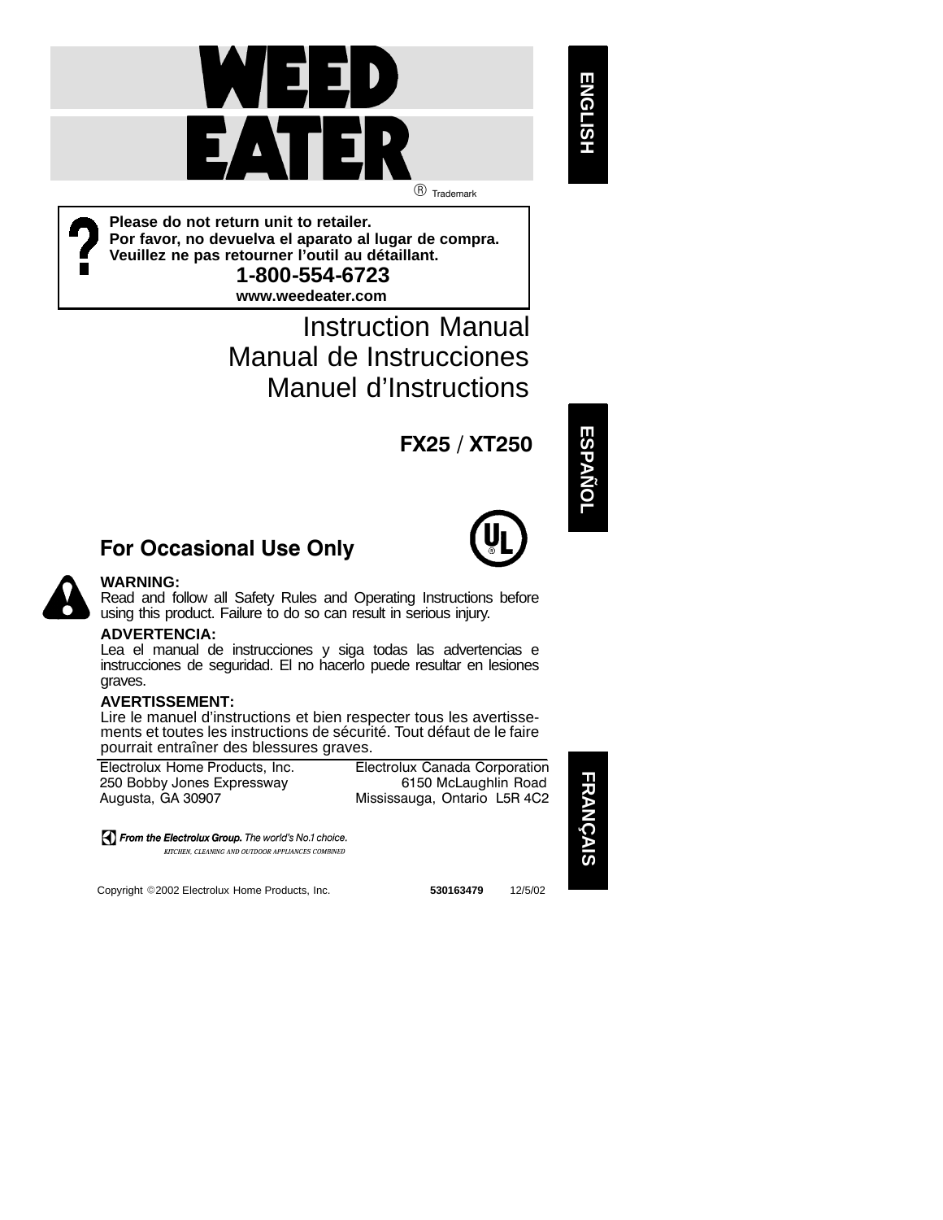# WEED EATER

® Trademark

**Please do not return unit to retailer.**
**Por favor, no devuelva el aparato al lugar de compra.**
**Veuillez ne pas retourner l'outil au détaillant.**

**1-800-554-6723**

**www.weedeater.com**

ENGLISH

Instruction Manual
Manual de Instrucciones
Manuel d'Instructions

ESPAÑOL

**FX25 / XT250**

## For Occasional Use Only

**WARNING:**
Read and follow all Safety Rules and Operating Instructions before using this product. Failure to do so can result in serious injury.

**ADVERTENCIA:**
Lea el manual de instrucciones y siga todas las advertencias e instrucciones de seguridad. El no hacerlo puede resultar en lesiones graves.

**AVERTISSEMENT:**
Lire le manuel d'instructions et bien respecter tous les avertissements et toutes les instructions de sécurité. Tout défaut de le faire pourrait entraîner des blessures graves.

FRANÇAIS

Electrolux Home Products, Inc.
250 Bobby Jones Expressway
Augusta, GA 30907

Electrolux Canada Corporation
6150 McLaughlin Road
Mississauga, Ontario L5R 4C2

*From the Electrolux Group. The world's No.1 choice.*
*KITCHEN, CLEANING AND OUTDOOR APPLIANCES COMBINED*

Copyright ©2002 Electrolux Home Products, Inc. **530163479** 12/5/02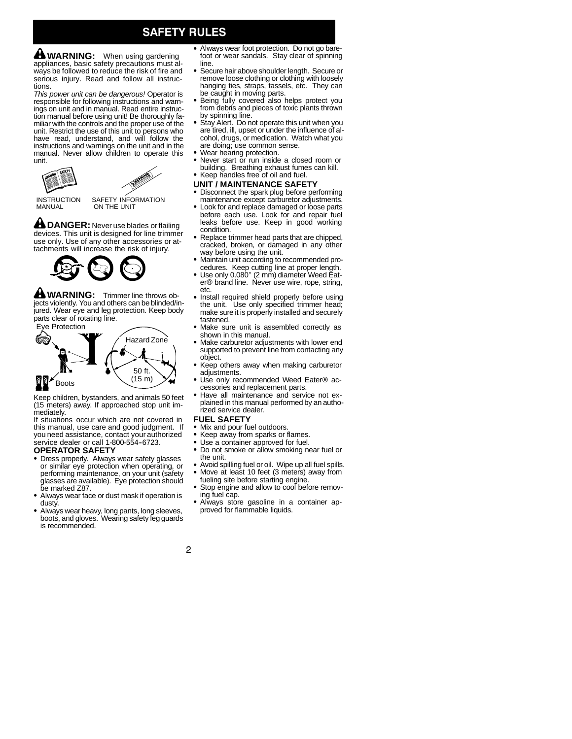# SAFETY RULES

**WARNING:** When using gardening appliances, basic safety precautions must always be followed to reduce the risk of fire and serious injury. Read and follow all instructions.

*This power unit can be dangerous!* Operator is responsible for following instructions and warnings on unit and in manual. Read entire instruction manual before using unit! Be thoroughly familiar with the controls and the proper use of the unit. Restrict the use of this unit to persons who have read, understand, and will follow the instructions and warnings on the unit and in the manual. Never allow children to operate this unit.

INSTRUCTION MANUAL

SAFETY INFORMATION ON THE UNIT

**DANGER:** Never use blades or flailing devices. This unit is designed for line trimmer use only. Use of any other accessories or attachments will increase the risk of injury.

**WARNING:** Trimmer line throws objects violently. You and others can be blinded/injured. Wear eye and leg protection. Keep body parts clear of rotating line.

Eye Protection

Hazard Zone

50 ft.
(15 m)

Boots

Keep children, bystanders, and animals 50 feet (15 meters) away. If approached stop unit immediately.

If situations occur which are not covered in this manual, use care and good judgment. If you need assistance, contact your authorized service dealer or call 1-800-554-6723.

### OPERATOR SAFETY

- Dress properly. Always wear safety glasses or similar eye protection when operating, or performing maintenance, on your unit (safety glasses are available). Eye protection should be marked Z87.
- Always wear face or dust mask if operation is dusty.
- Always wear heavy, long pants, long sleeves, boots, and gloves. Wearing safety leg guards is recommended.
- Always wear foot protection. Do not go barefoot or wear sandals. Stay clear of spinning line.
- Secure hair above shoulder length. Secure or remove loose clothing or clothing with loosely hanging ties, straps, tassels, etc. They can be caught in moving parts.
- Being fully covered also helps protect you from debris and pieces of toxic plants thrown by spinning line.
- Stay Alert. Do not operate this unit when you are tired, ill, upset or under the influence of alcohol, drugs, or medication. Watch what you are doing; use common sense.
- Wear hearing protection.
- Never start or run inside a closed room or building. Breathing exhaust fumes can kill.
- Keep handles free of oil and fuel.

### UNIT / MAINTENANCE SAFETY

- Disconnect the spark plug before performing maintenance except carburetor adjustments.
- Look for and replace damaged or loose parts before each use. Look for and repair fuel leaks before use. Keep in good working condition.
- Replace trimmer head parts that are chipped, cracked, broken, or damaged in any other way before using the unit.
- Maintain unit according to recommended procedures. Keep cutting line at proper length.
- Use only 0.080″ (2 mm) diameter Weed Eater® brand line. Never use wire, rope, string, etc.
- Install required shield properly before using the unit. Use only specified trimmer head; make sure it is properly installed and securely fastened.
- Make sure unit is assembled correctly as shown in this manual.
- Make carburetor adjustments with lower end supported to prevent line from contacting any object.
- Keep others away when making carburetor adjustments.
- Use only recommended Weed Eater® accessories and replacement parts.
- Have all maintenance and service not explained in this manual performed by an authorized service dealer.

### FUEL SAFETY

- Mix and pour fuel outdoors.
- Keep away from sparks or flames.
- Use a container approved for fuel.
- Do not smoke or allow smoking near fuel or the unit.
- Avoid spilling fuel or oil. Wipe up all fuel spills.
- Move at least 10 feet (3 meters) away from fueling site before starting engine.
- Stop engine and allow to cool before removing fuel cap.
- Always store gasoline in a container approved for flammable liquids.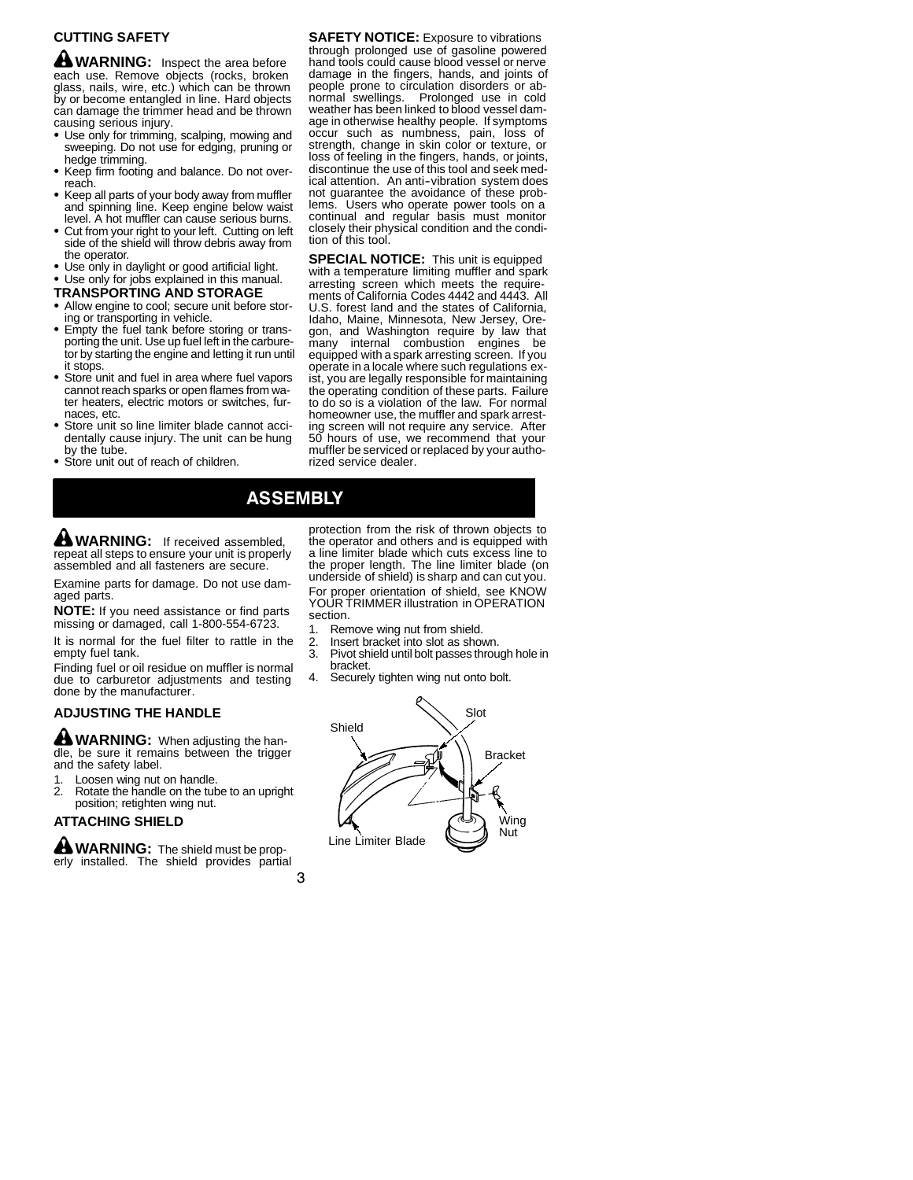### CUTTING SAFETY

**WARNING:** Inspect the area before each use. Remove objects (rocks, broken glass, nails, wire, etc.) which can be thrown by or become entangled in line. Hard objects can damage the trimmer head and be thrown causing serious injury.

- Use only for trimming, scalping, mowing and sweeping. Do not use for edging, pruning or hedge trimming.
- Keep firm footing and balance. Do not overreach.
- Keep all parts of your body away from muffler and spinning line. Keep engine below waist level. A hot muffler can cause serious burns.
- Cut from your right to your left. Cutting on left side of the shield will throw debris away from the operator.
- Use only in daylight or good artificial light.
- Use only for jobs explained in this manual.

### TRANSPORTING AND STORAGE

- Allow engine to cool; secure unit before storing or transporting in vehicle.
- Empty the fuel tank before storing or transporting the unit. Use up fuel left in the carburetor by starting the engine and letting it run until it stops.
- Store unit and fuel in area where fuel vapors cannot reach sparks or open flames from water heaters, electric motors or switches, furnaces, etc.
- Store unit so line limiter blade cannot accidentally cause injury. The unit can be hung by the tube.
- Store unit out of reach of children.

**SAFETY NOTICE:** Exposure to vibrations through prolonged use of gasoline powered hand tools could cause blood vessel or nerve damage in the fingers, hands, and joints of people prone to circulation disorders or abnormal swellings. Prolonged use in cold weather has been linked to blood vessel damage in otherwise healthy people. If symptoms occur such as numbness, pain, loss of strength, change in skin color or texture, or loss of feeling in the fingers, hands, or joints, discontinue the use of this tool and seek medical attention. An anti-vibration system does not guarantee the avoidance of these problems. Users who operate power tools on a continual and regular basis must monitor closely their physical condition and the condition of this tool.

**SPECIAL NOTICE:** This unit is equipped with a temperature limiting muffler and spark arresting screen which meets the requirements of California Codes 4442 and 4443. All U.S. forest land and the states of California, Idaho, Maine, Minnesota, New Jersey, Oregon, and Washington require by law that many internal combustion engines be equipped with a spark arresting screen. If you operate in a locale where such regulations exist, you are legally responsible for maintaining the operating condition of these parts. Failure to do so is a violation of the law. For normal homeowner use, the muffler and spark arresting screen will not require any service. After 50 hours of use, we recommend that your muffler be serviced or replaced by your authorized service dealer.

## ASSEMBLY

**WARNING:** If received assembled, repeat all steps to ensure your unit is properly assembled and all fasteners are secure.

Examine parts for damage. Do not use damaged parts.

**NOTE:** If you need assistance or find parts missing or damaged, call 1-800-554-6723.

It is normal for the fuel filter to rattle in the empty fuel tank.

Finding fuel or oil residue on muffler is normal due to carburetor adjustments and testing done by the manufacturer.

### ADJUSTING THE HANDLE

**WARNING:** When adjusting the handle, be sure it remains between the trigger and the safety label.

1. Loosen wing nut on handle.
2. Rotate the handle on the tube to an upright position; retighten wing nut.

### ATTACHING SHIELD

**WARNING:** The shield must be properly installed. The shield provides partial protection from the risk of thrown objects to the operator and others and is equipped with a line limiter blade which cuts excess line to the proper length. The line limiter blade (on underside of shield) is sharp and can cut you.

For proper orientation of shield, see KNOW YOUR TRIMMER illustration in OPERATION section.

1. Remove wing nut from shield.
2. Insert bracket into slot as shown.
3. Pivot shield until bolt passes through hole in bracket.
4. Securely tighten wing nut onto bolt.

Shield
Slot
Bracket
Wing Nut
Line Limiter Blade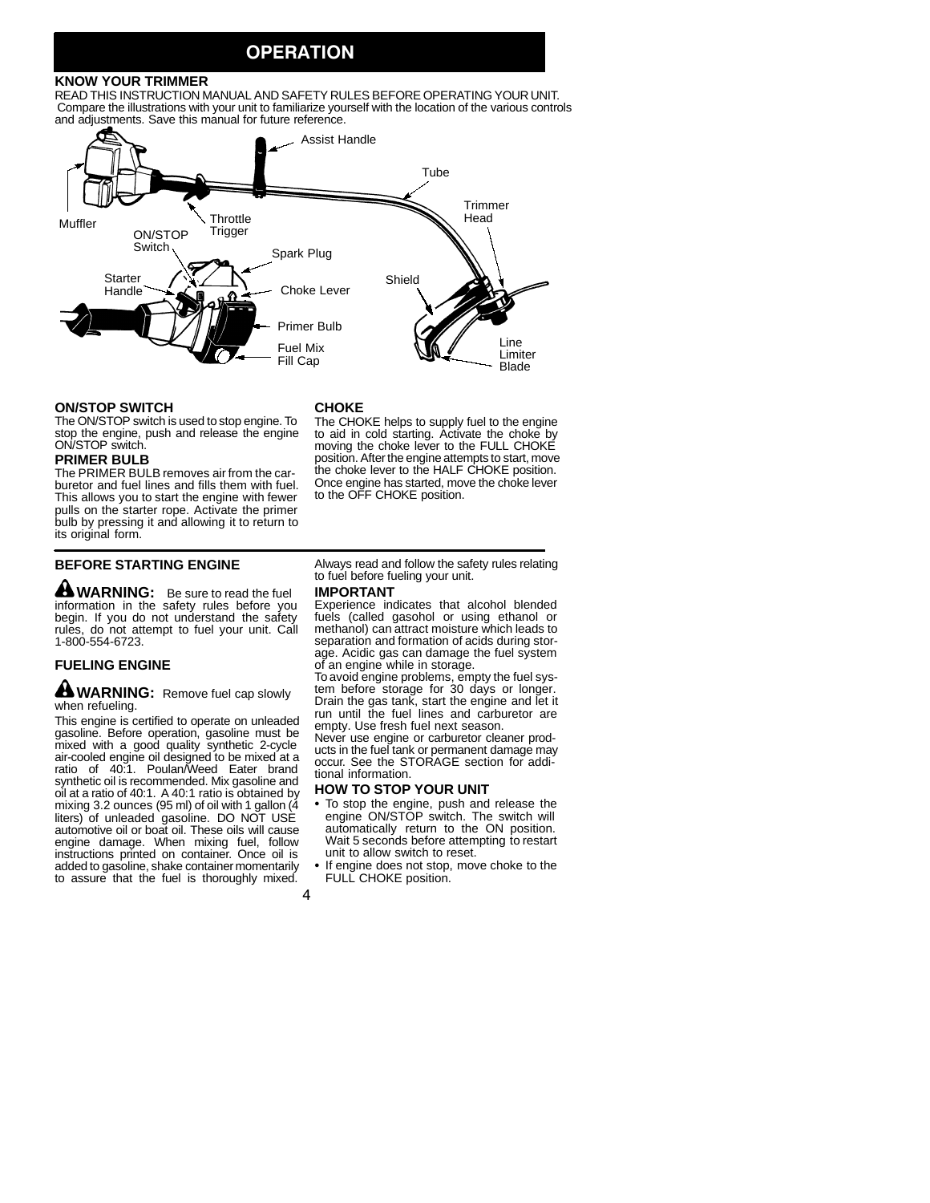# OPERATION

## KNOW YOUR TRIMMER

READ THIS INSTRUCTION MANUAL AND SAFETY RULES BEFORE OPERATING YOUR UNIT. Compare the illustrations with your unit to familiarize yourself with the location of the various controls and adjustments. Save this manual for future reference.

Assist Handle
Tube
Trimmer Head
Muffler
Throttle Trigger
ON/STOP Switch
Spark Plug
Starter Handle
Choke Lever
Shield
Primer Bulb
Fuel Mix Fill Cap
Line Limiter Blade

### ON/STOP SWITCH

The ON/STOP switch is used to stop engine. To stop the engine, push and release the engine ON/STOP switch.

### PRIMER BULB

The PRIMER BULB removes air from the carburetor and fuel lines and fills them with fuel. This allows you to start the engine with fewer pulls on the starter rope. Activate the primer bulb by pressing it and allowing it to return to its original form.

### CHOKE

The CHOKE helps to supply fuel to the engine to aid in cold starting. Activate the choke by moving the choke lever to the FULL CHOKE position. After the engine attempts to start, move the choke lever to the HALF CHOKE position. Once engine has started, move the choke lever to the OFF CHOKE position.

## BEFORE STARTING ENGINE

**WARNING:** Be sure to read the fuel information in the safety rules before you begin. If you do not understand the safety rules, do not attempt to fuel your unit. Call 1-800-554-6723.

## FUELING ENGINE

**WARNING:** Remove fuel cap slowly when refueling.

This engine is certified to operate on unleaded gasoline. Before operation, gasoline must be mixed with a good quality synthetic 2-cycle air-cooled engine oil designed to be mixed at a ratio of 40:1. Poulan/Weed Eater brand synthetic oil is recommended. Mix gasoline and oil at a ratio of 40:1. A 40:1 ratio is obtained by mixing 3.2 ounces (95 ml) of oil with 1 gallon (4 liters) of unleaded gasoline. DO NOT USE automotive oil or boat oil. These oils will cause engine damage. When mixing fuel, follow instructions printed on container. Once oil is added to gasoline, shake container momentarily to assure that the fuel is thoroughly mixed.

Always read and follow the safety rules relating to fuel before fueling your unit.

### IMPORTANT

Experience indicates that alcohol blended fuels (called gasohol or using ethanol or methanol) can attract moisture which leads to separation and formation of acids during storage. Acidic gas can damage the fuel system of an engine while in storage.

To avoid engine problems, empty the fuel system before storage for 30 days or longer. Drain the gas tank, start the engine and let it run until the fuel lines and carburetor are empty. Use fresh fuel next season.

Never use engine or carburetor cleaner products in the fuel tank or permanent damage may occur. See the STORAGE section for additional information.

### HOW TO STOP YOUR UNIT

- To stop the engine, push and release the engine ON/STOP switch. The switch will automatically return to the ON position. Wait 5 seconds before attempting to restart unit to allow switch to reset.
- If engine does not stop, move choke to the FULL CHOKE position.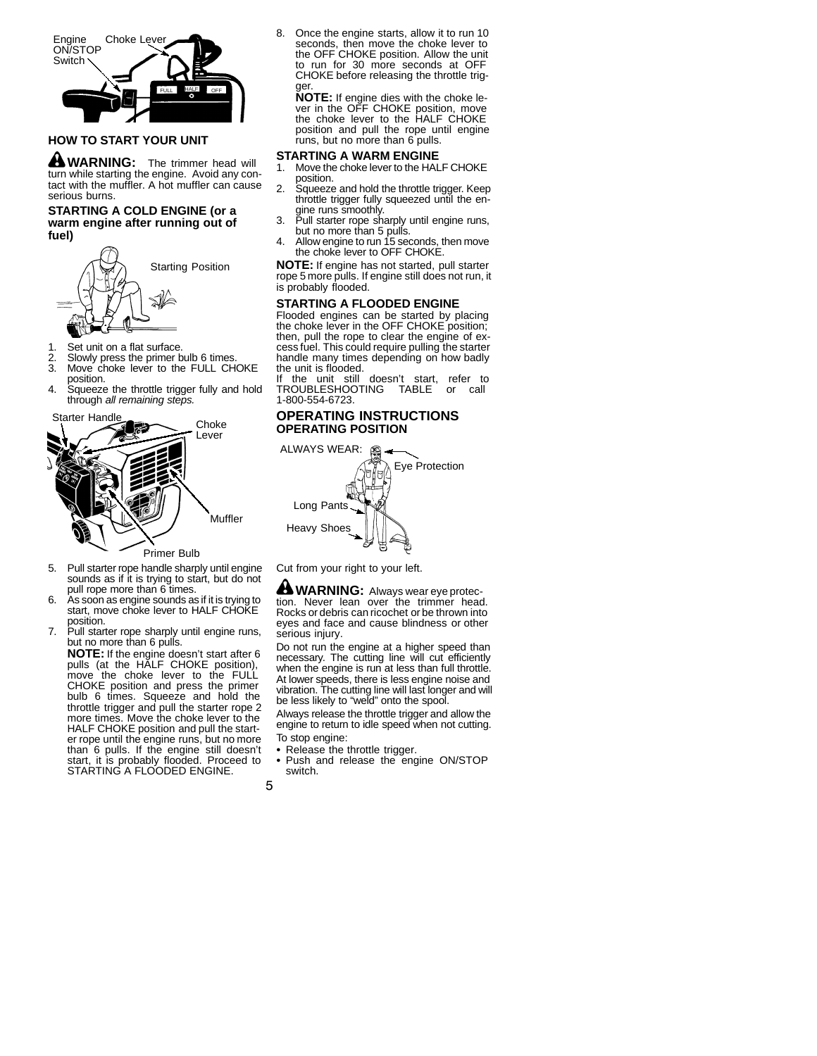Engine ON/STOP Switch

Choke Lever

FULL HALF OFF

## HOW TO START YOUR UNIT

**WARNING:** The trimmer head will turn while starting the engine. Avoid any contact with the muffler. A hot muffler can cause serious burns.

### STARTING A COLD ENGINE (or a warm engine after running out of fuel)

Starting Position

1. Set unit on a flat surface.
2. Slowly press the primer bulb 6 times.
3. Move choke lever to the FULL CHOKE position.
4. Squeeze the throttle trigger fully and hold through *all remaining steps.*

Starter Handle

Choke Lever

Muffler

Primer Bulb

5. Pull starter rope handle sharply until engine sounds as if it is trying to start, but do not pull rope more than 6 times.
6. As soon as engine sounds as if it is trying to start, move choke lever to HALF CHOKE position.
7. Pull starter rope sharply until engine runs, but no more than 6 pulls.

   **NOTE:** If the engine doesn't start after 6 pulls (at the HALF CHOKE position), move the choke lever to the FULL CHOKE position and press the primer bulb 6 times. Squeeze and hold the throttle trigger and pull the starter rope 2 more times. Move the choke lever to the HALF CHOKE position and pull the starter rope until the engine runs, but no more than 6 pulls. If the engine still doesn't start, it is probably flooded. Proceed to STARTING A FLOODED ENGINE.
8. Once the engine starts, allow it to run 10 seconds, then move the choke lever to the OFF CHOKE position. Allow the unit to run for 30 more seconds at OFF CHOKE before releasing the throttle trigger.

   **NOTE:** If engine dies with the choke lever in the OFF CHOKE position, move the choke lever to the HALF CHOKE position and pull the rope until engine runs, but no more than 6 pulls.

### STARTING A WARM ENGINE

1. Move the choke lever to the HALF CHOKE position.
2. Squeeze and hold the throttle trigger. Keep throttle trigger fully squeezed until the engine runs smoothly.
3. Pull starter rope sharply until engine runs, but no more than 5 pulls.
4. Allow engine to run 15 seconds, then move the choke lever to OFF CHOKE.

**NOTE:** If engine has not started, pull starter rope 5 more pulls. If engine still does not run, it is probably flooded.

### STARTING A FLOODED ENGINE

Flooded engines can be started by placing the choke lever in the OFF CHOKE position; then, pull the rope to clear the engine of excess fuel. This could require pulling the starter handle many times depending on how badly the unit is flooded.

If the unit still doesn't start, refer to TROUBLESHOOTING TABLE or call 1-800-554-6723.

## OPERATING INSTRUCTIONS

### OPERATING POSITION

ALWAYS WEAR:

Eye Protection

Long Pants

Heavy Shoes

Cut from your right to your left.

**WARNING:** Always wear eye protection. Never lean over the trimmer head. Rocks or debris can ricochet or be thrown into eyes and face and cause blindness or other serious injury.

Do not run the engine at a higher speed than necessary. The cutting line will cut efficiently when the engine is run at less than full throttle. At lower speeds, there is less engine noise and vibration. The cutting line will last longer and will be less likely to "weld" onto the spool.

Always release the throttle trigger and allow the engine to return to idle speed when not cutting.

To stop engine:

- Release the throttle trigger.
- Push and release the engine ON/STOP switch.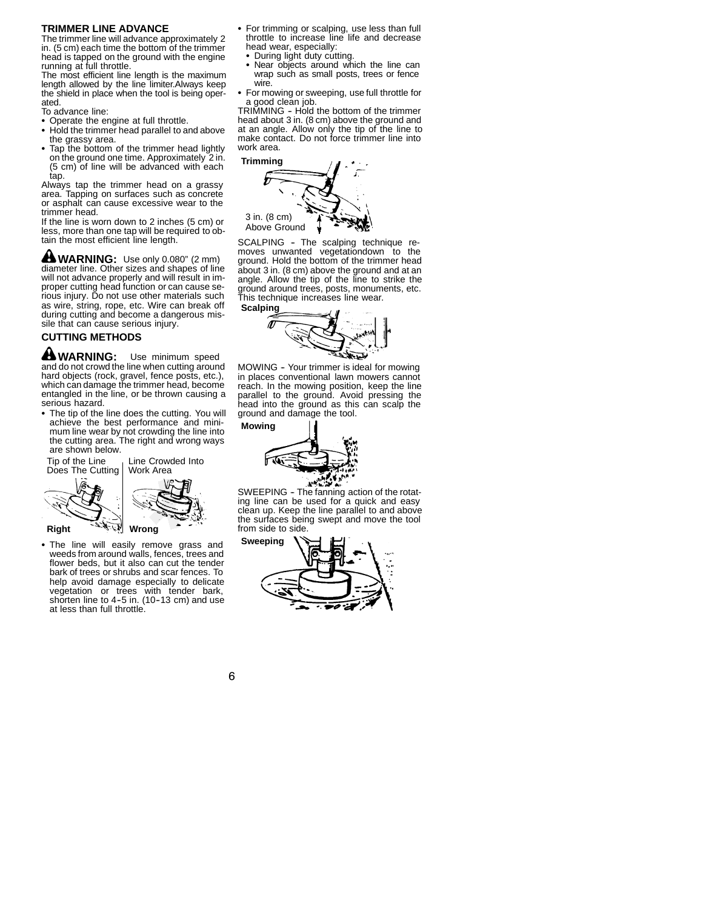### TRIMMER LINE ADVANCE

The trimmer line will advance approximately 2 in. (5 cm) each time the bottom of the trimmer head is tapped on the ground with the engine running at full throttle.

The most efficient line length is the maximum length allowed by the line limiter.Always keep the shield in place when the tool is being operated.

To advance line:

- Operate the engine at full throttle.
- Hold the trimmer head parallel to and above the grassy area.
- Tap the bottom of the trimmer head lightly on the ground one time. Approximately 2 in. (5 cm) of line will be advanced with each tap.

Always tap the trimmer head on a grassy area. Tapping on surfaces such as concrete or asphalt can cause excessive wear to the trimmer head.

If the line is worn down to 2 inches (5 cm) or less, more than one tap will be required to obtain the most efficient line length.

**WARNING:** Use only 0.080" (2 mm) diameter line. Other sizes and shapes of line will not advance properly and will result in improper cutting head function or can cause serious injury. Do not use other materials such as wire, string, rope, etc. Wire can break off during cutting and become a dangerous missile that can cause serious injury.

### CUTTING METHODS

**WARNING:** Use minimum speed and do not crowd the line when cutting around hard objects (rock, gravel, fence posts, etc.), which can damage the trimmer head, become entangled in the line, or be thrown causing a serious hazard.

- The tip of the line does the cutting. You will achieve the best performance and minimum line wear by not crowding the line into the cutting area. The right and wrong ways are shown below.

Tip of the Line Does The Cutting

Line Crowded Into Work Area

**Right**

**Wrong**

- The line will easily remove grass and weeds from around walls, fences, trees and flower beds, but it also can cut the tender bark of trees or shrubs and scar fences. To help avoid damage especially to delicate vegetation or trees with tender bark, shorten line to 4-5 in. (10-13 cm) and use at less than full throttle.
- For trimming or scalping, use less than full throttle to increase line life and decrease head wear, especially:
  - During light duty cutting.
  - Near objects around which the line can wrap such as small posts, trees or fence wire.
- For mowing or sweeping, use full throttle for a good clean job.

TRIMMING - Hold the bottom of the trimmer head about 3 in. (8 cm) above the ground and at an angle. Allow only the tip of the line to make contact. Do not force trimmer line into work area.

**Trimming**

3 in. (8 cm) Above Ground

SCALPING - The scalping technique removes unwanted vegetationdown to the ground. Hold the bottom of the trimmer head about 3 in. (8 cm) above the ground and at an angle. Allow the tip of the line to strike the ground around trees, posts, monuments, etc. This technique increases line wear.

**Scalping**

MOWING - Your trimmer is ideal for mowing in places conventional lawn mowers cannot reach. In the mowing position, keep the line parallel to the ground. Avoid pressing the head into the ground as this can scalp the ground and damage the tool.

**Mowing**

SWEEPING - The fanning action of the rotating line can be used for a quick and easy clean up. Keep the line parallel to and above the surfaces being swept and move the tool from side to side.

**Sweeping**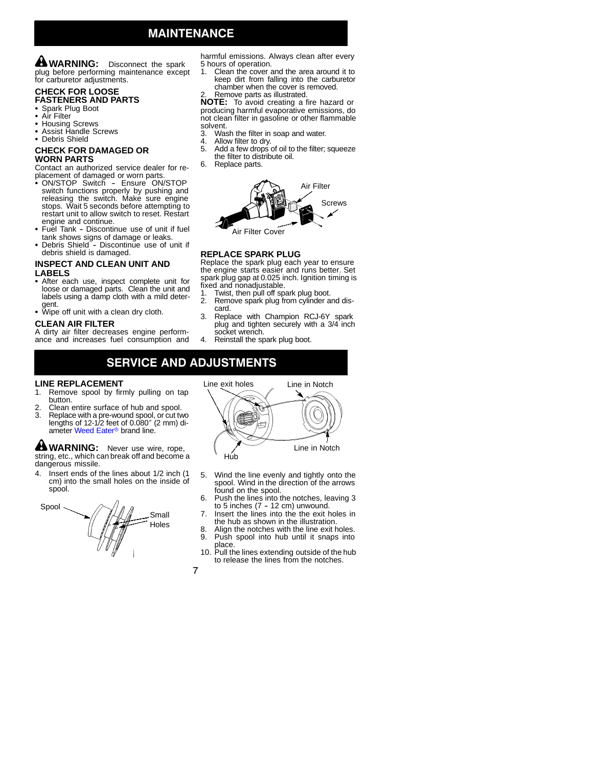# MAINTENANCE

**WARNING:** Disconnect the spark plug before performing maintenance except for carburetor adjustments.

## CHECK FOR LOOSE FASTENERS AND PARTS

- Spark Plug Boot
- Air Filter
- Housing Screws
- Assist Handle Screws
- Debris Shield

## CHECK FOR DAMAGED OR WORN PARTS

Contact an authorized service dealer for replacement of damaged or worn parts.

- ON/STOP Switch – Ensure ON/STOP switch functions properly by pushing and releasing the switch. Make sure engine stops. Wait 5 seconds before attempting to restart unit to allow switch to reset. Restart engine and continue.
- Fuel Tank – Discontinue use of unit if fuel tank shows signs of damage or leaks.
- Debris Shield – Discontinue use of unit if debris shield is damaged.

## INSPECT AND CLEAN UNIT AND LABELS

- After each use, inspect complete unit for loose or damaged parts. Clean the unit and labels using a damp cloth with a mild detergent.
- Wipe off unit with a clean dry cloth.

## CLEAN AIR FILTER

A dirty air filter decreases engine performance and increases fuel consumption and harmful emissions. Always clean after every 5 hours of operation.

1. Clean the cover and the area around it to keep dirt from falling into the carburetor chamber when the cover is removed.
2. Remove parts as illustrated.

**NOTE:** To avoid creating a fire hazard or producing harmful evaporative emissions, do not clean filter in gasoline or other flammable solvent.

3. Wash the filter in soap and water.
4. Allow filter to dry.
5. Add a few drops of oil to the filter; squeeze the filter to distribute oil.
6. Replace parts.

Air Filter

Screws

Air Filter Cover

## REPLACE SPARK PLUG

Replace the spark plug each year to ensure the engine starts easier and runs better. Set spark plug gap at 0.025 inch. Ignition timing is fixed and nonadjustable.

1. Twist, then pull off spark plug boot.
2. Remove spark plug from cylinder and discard.
3. Replace with Champion RCJ-6Y spark plug and tighten securely with a 3/4 inch socket wrench.
4. Reinstall the spark plug boot.

# SERVICE AND ADJUSTMENTS

## LINE REPLACEMENT

1. Remove spool by firmly pulling on tap button.
2. Clean entire surface of hub and spool.
3. Replace with a pre-wound spool, or cut two lengths of 12-1/2 feet of 0.080″ (2 mm) diameter Weed Eater® brand line.

**WARNING:** Never use wire, rope, string, etc., which can break off and become a dangerous missile.

4. Insert ends of the lines about 1/2 inch (1 cm) into the small holes on the inside of spool.

Spool

Small Holes

Line exit holes

Line in Notch

Hub

Line in Notch

5. Wind the line evenly and tightly onto the spool. Wind in the direction of the arrows found on the spool.
6. Push the lines into the notches, leaving 3 to 5 inches (7 – 12 cm) unwound.
7. Insert the lines into the the exit holes in the hub as shown in the illustration.
8. Align the notches with the line exit holes.
9. Push spool into hub until it snaps into place.
10. Pull the lines extending outside of the hub to release the lines from the notches.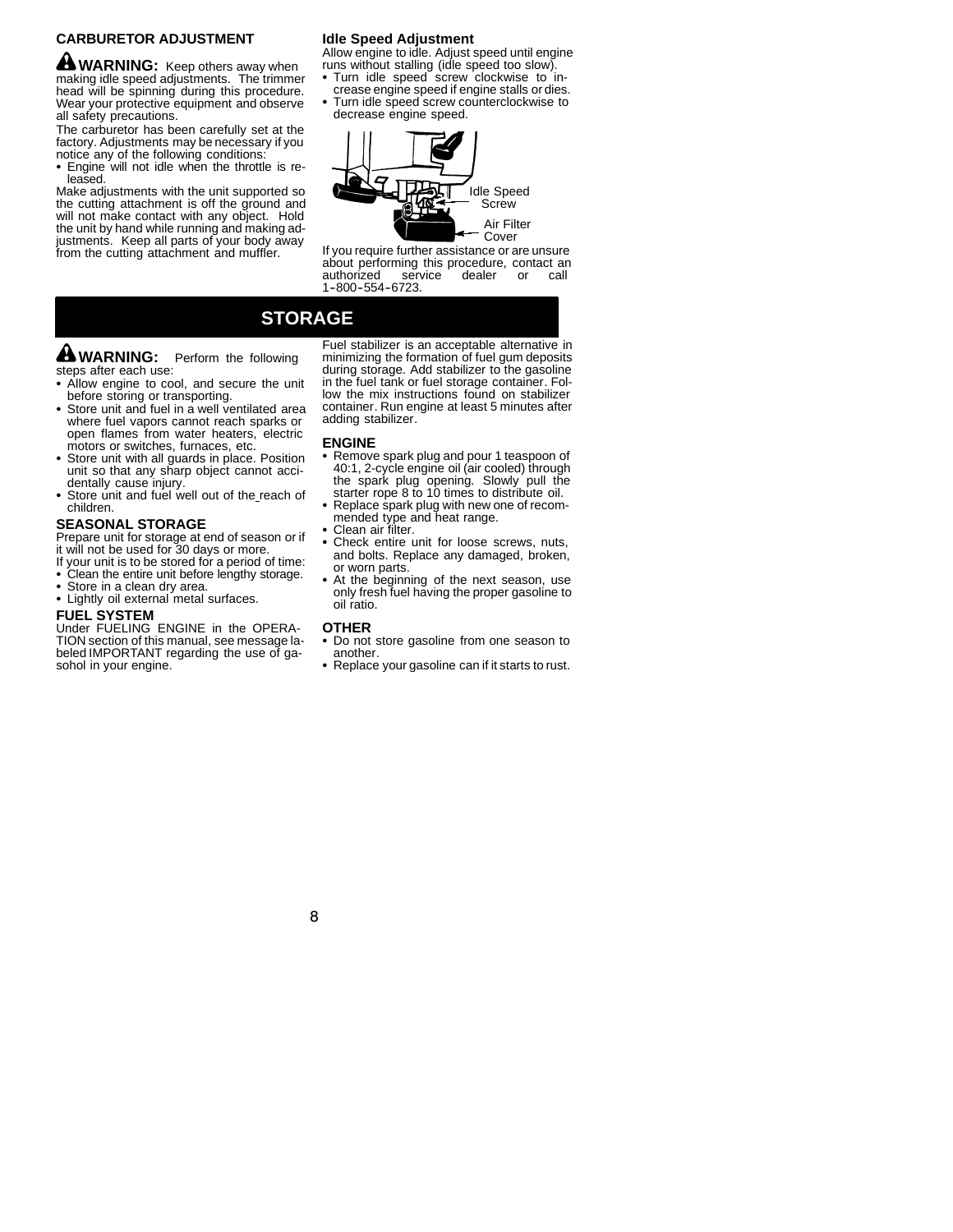## CARBURETOR ADJUSTMENT

**WARNING:** Keep others away when making idle speed adjustments. The trimmer head will be spinning during this procedure. Wear your protective equipment and observe all safety precautions.

The carburetor has been carefully set at the factory. Adjustments may be necessary if you notice any of the following conditions:

- Engine will not idle when the throttle is released.

Make adjustments with the unit supported so the cutting attachment is off the ground and will not make contact with any object. Hold the unit by hand while running and making adjustments. Keep all parts of your body away from the cutting attachment and muffler.

### Idle Speed Adjustment

Allow engine to idle. Adjust speed until engine runs without stalling (idle speed too slow).

- Turn idle speed screw clockwise to increase engine speed if engine stalls or dies.
- Turn idle speed screw counterclockwise to decrease engine speed.

Idle Speed Screw

Air Filter Cover

If you require further assistance or are unsure about performing this procedure, contact an authorized service dealer or call 1-800-554-6723.

# STORAGE

**WARNING:** Perform the following steps after each use:

- Allow engine to cool, and secure the unit before storing or transporting.
- Store unit and fuel in a well ventilated area where fuel vapors cannot reach sparks or open flames from water heaters, electric motors or switches, furnaces, etc.
- Store unit with all guards in place. Position unit so that any sharp object cannot accidentally cause injury.
- Store unit and fuel well out of the reach of children.

### SEASONAL STORAGE

Prepare unit for storage at end of season or if it will not be used for 30 days or more.

If your unit is to be stored for a period of time:

- Clean the entire unit before lengthy storage.
- Store in a clean dry area.
- Lightly oil external metal surfaces.

### FUEL SYSTEM

Under FUELING ENGINE in the OPERATION section of this manual, see message labeled IMPORTANT regarding the use of gasohol in your engine.

Fuel stabilizer is an acceptable alternative in minimizing the formation of fuel gum deposits during storage. Add stabilizer to the gasoline in the fuel tank or fuel storage container. Follow the mix instructions found on stabilizer container. Run engine at least 5 minutes after adding stabilizer.

### ENGINE

- Remove spark plug and pour 1 teaspoon of 40:1, 2-cycle engine oil (air cooled) through the spark plug opening. Slowly pull the starter rope 8 to 10 times to distribute oil.
- Replace spark plug with new one of recommended type and heat range.
- Clean air filter.
- Check entire unit for loose screws, nuts, and bolts. Replace any damaged, broken, or worn parts.
- At the beginning of the next season, use only fresh fuel having the proper gasoline to oil ratio.

### OTHER

- Do not store gasoline from one season to another.
- Replace your gasoline can if it starts to rust.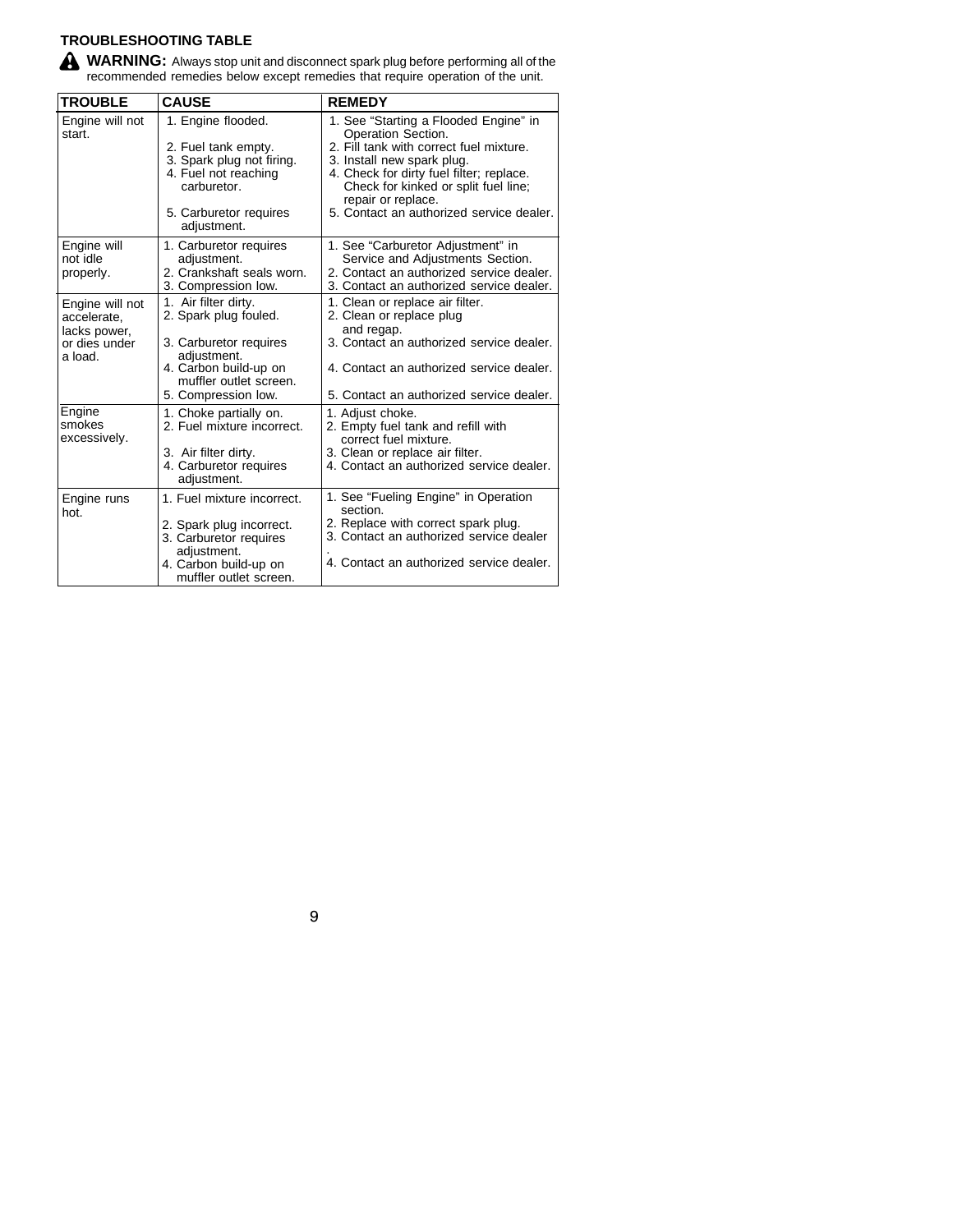## TROUBLESHOOTING TABLE

**WARNING:** Always stop unit and disconnect spark plug before performing all of the recommended remedies below except remedies that require operation of the unit.

| TROUBLE | CAUSE | REMEDY |
|---|---|---|
| Engine will not start. | 1. Engine flooded.<br>2. Fuel tank empty.<br>3. Spark plug not firing.<br>4. Fuel not reaching carburetor.<br>5. Carburetor requires adjustment. | 1. See “Starting a Flooded Engine” in Operation Section.<br>2. Fill tank with correct fuel mixture.<br>3. Install new spark plug.<br>4. Check for dirty fuel filter; replace. Check for kinked or split fuel line; repair or replace.<br>5. Contact an authorized service dealer. |
| Engine will not idle properly. | 1. Carburetor requires adjustment.<br>2. Crankshaft seals worn.<br>3. Compression low. | 1. See “Carburetor Adjustment” in Service and Adjustments Section.<br>2. Contact an authorized service dealer.<br>3. Contact an authorized service dealer. |
| Engine will not accelerate, lacks power, or dies under a load. | 1. Air filter dirty.<br>2. Spark plug fouled.<br>3. Carburetor requires adjustment.<br>4. Carbon build-up on muffler outlet screen.<br>5. Compression low. | 1. Clean or replace air filter.<br>2. Clean or replace plug and regap.<br>3. Contact an authorized service dealer.<br>4. Contact an authorized service dealer.<br>5. Contact an authorized service dealer. |
| Engine smokes excessively. | 1. Choke partially on.<br>2. Fuel mixture incorrect.<br>3. Air filter dirty.<br>4. Carburetor requires adjustment. | 1. Adjust choke.<br>2. Empty fuel tank and refill with correct fuel mixture.<br>3. Clean or replace air filter.<br>4. Contact an authorized service dealer. |
| Engine runs hot. | 1. Fuel mixture incorrect.<br>2. Spark plug incorrect.<br>3. Carburetor requires adjustment.<br>4. Carbon build-up on muffler outlet screen. | 1. See “Fueling Engine” in Operation section.<br>2. Replace with correct spark plug.<br>3. Contact an authorized service dealer.<br>4. Contact an authorized service dealer. |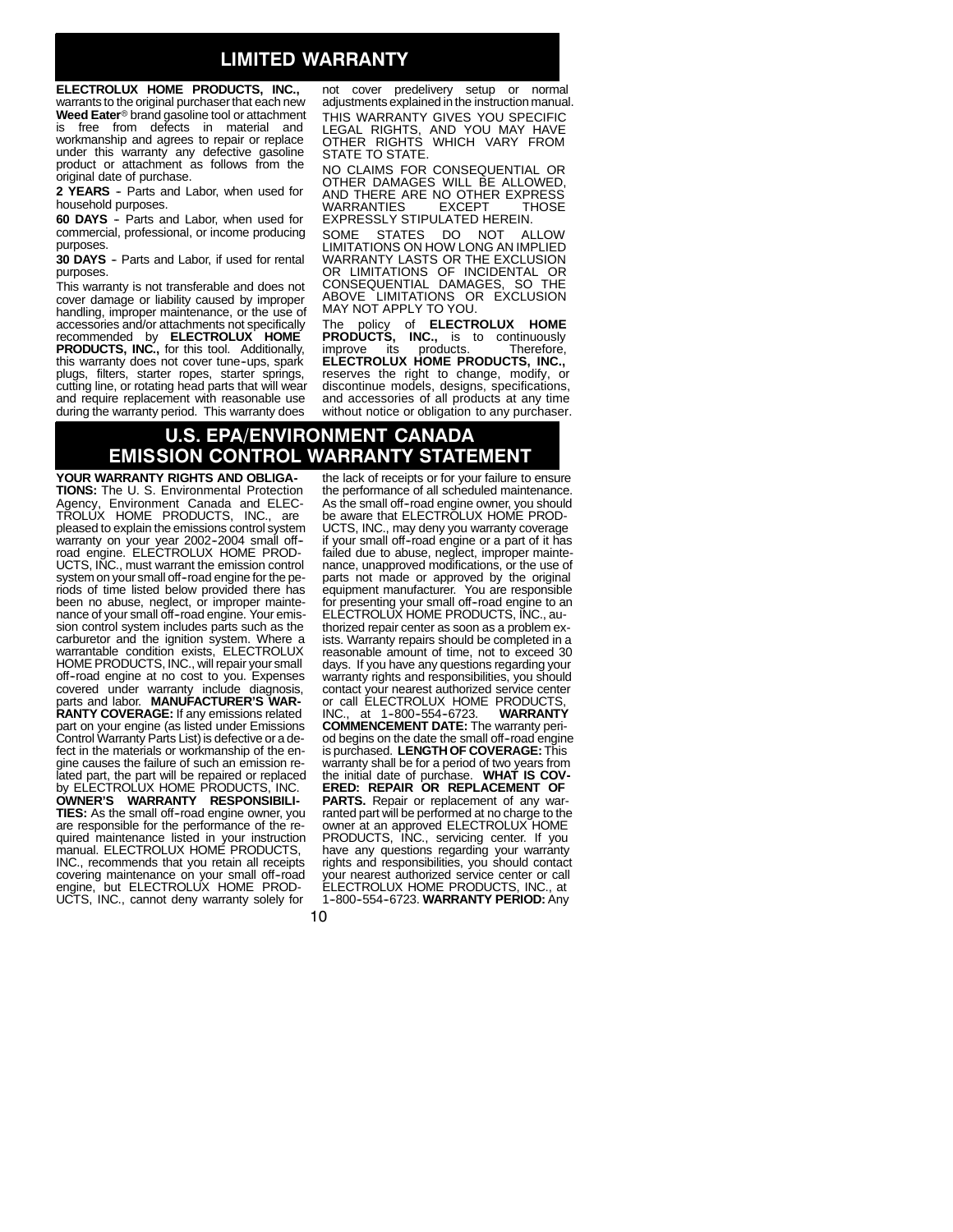# LIMITED WARRANTY

**ELECTROLUX HOME PRODUCTS, INC.,** warrants to the original purchaser that each new **Weed Eater**® brand gasoline tool or attachment is free from defects in material and workmanship and agrees to repair or replace under this warranty any defective gasoline product or attachment as follows from the original date of purchase.

**2 YEARS** - Parts and Labor, when used for household purposes.

**60 DAYS** - Parts and Labor, when used for commercial, professional, or income producing purposes.

**30 DAYS** - Parts and Labor, if used for rental purposes.

This warranty is not transferable and does not cover damage or liability caused by improper handling, improper maintenance, or the use of accessories and/or attachments not specifically recommended by **ELECTROLUX HOME PRODUCTS, INC.,** for this tool. Additionally, this warranty does not cover tune-ups, spark plugs, filters, starter ropes, starter springs, cutting line, or rotating head parts that will wear and require replacement with reasonable use during the warranty period. This warranty does not cover predelivery setup or normal adjustments explained in the instruction manual.

THIS WARRANTY GIVES YOU SPECIFIC LEGAL RIGHTS, AND YOU MAY HAVE OTHER RIGHTS WHICH VARY FROM STATE TO STATE.

NO CLAIMS FOR CONSEQUENTIAL OR OTHER DAMAGES WILL BE ALLOWED, AND THERE ARE NO OTHER EXPRESS WARRANTIES EXCEPT THOSE EXPRESSLY STIPULATED HEREIN.

SOME STATES DO NOT ALLOW LIMITATIONS ON HOW LONG AN IMPLIED WARRANTY LASTS OR THE EXCLUSION OR LIMITATIONS OF INCIDENTAL OR CONSEQUENTIAL DAMAGES, SO THE ABOVE LIMITATIONS OR EXCLUSION MAY NOT APPLY TO YOU.

The policy of **ELECTROLUX HOME PRODUCTS, INC.,** is to continuously improve its products. Therefore, **ELECTROLUX HOME PRODUCTS, INC.,** reserves the right to change, modify, or discontinue models, designs, specifications, and accessories of all products at any time without notice or obligation to any purchaser.

# U.S. EPA/ENVIRONMENT CANADA EMISSION CONTROL WARRANTY STATEMENT

**YOUR WARRANTY RIGHTS AND OBLIGATIONS:** The U. S. Environmental Protection Agency, Environment Canada and ELECTROLUX HOME PRODUCTS, INC., are pleased to explain the emissions control system warranty on your year 2002-2004 small off-road engine. ELECTROLUX HOME PRODUCTS, INC., must warrant the emission control system on your small off-road engine for the periods of time listed below provided there has been no abuse, neglect, or improper maintenance of your small off-road engine. Your emission control system includes parts such as the carburetor and the ignition system. Where a warrantable condition exists, ELECTROLUX HOME PRODUCTS, INC., will repair your small off-road engine at no cost to you. Expenses covered under warranty include diagnosis, parts and labor. **MANUFACTURER'S WARRANTY COVERAGE:** If any emissions related part on your engine (as listed under Emissions Control Warranty Parts List) is defective or a defect in the materials or workmanship of the engine causes the failure of such an emission related part, the part will be repaired or replaced by ELECTROLUX HOME PRODUCTS, INC. **OWNER'S WARRANTY RESPONSIBILITIES:** As the small off-road engine owner, you are responsible for the performance of the required maintenance listed in your instruction manual. ELECTROLUX HOME PRODUCTS, INC., recommends that you retain all receipts covering maintenance on your small off-road engine, but ELECTROLUX HOME PRODUCTS, INC., cannot deny warranty solely for the lack of receipts or for your failure to ensure the performance of all scheduled maintenance. As the small off-road engine owner, you should be aware that ELECTROLUX HOME PRODUCTS, INC., may deny you warranty coverage if your small off-road engine or a part of it has failed due to abuse, neglect, improper maintenance, unapproved modifications, or the use of parts not made or approved by the original equipment manufacturer. You are responsible for presenting your small off-road engine to an ELECTROLUX HOME PRODUCTS, INC., authorized repair center as soon as a problem exists. Warranty repairs should be completed in a reasonable amount of time, not to exceed 30 days. If you have any questions regarding your warranty rights and responsibilities, you should contact your nearest authorized service center or call ELECTROLUX HOME PRODUCTS, INC., at 1-800-554-6723. **WARRANTY COMMENCEMENT DATE:** The warranty period begins on the date the small off-road engine is purchased. **LENGTH OF COVERAGE:** This warranty shall be for a period of two years from the initial date of purchase. **WHAT IS COVERED: REPAIR OR REPLACEMENT OF PARTS.** Repair or replacement of any warranted part will be performed at no charge to the owner at an approved ELECTROLUX HOME PRODUCTS, INC., servicing center. If you have any questions regarding your warranty rights and responsibilities, you should contact your nearest authorized service center or call ELECTROLUX HOME PRODUCTS, INC., at 1-800-554-6723. **WARRANTY PERIOD:** Any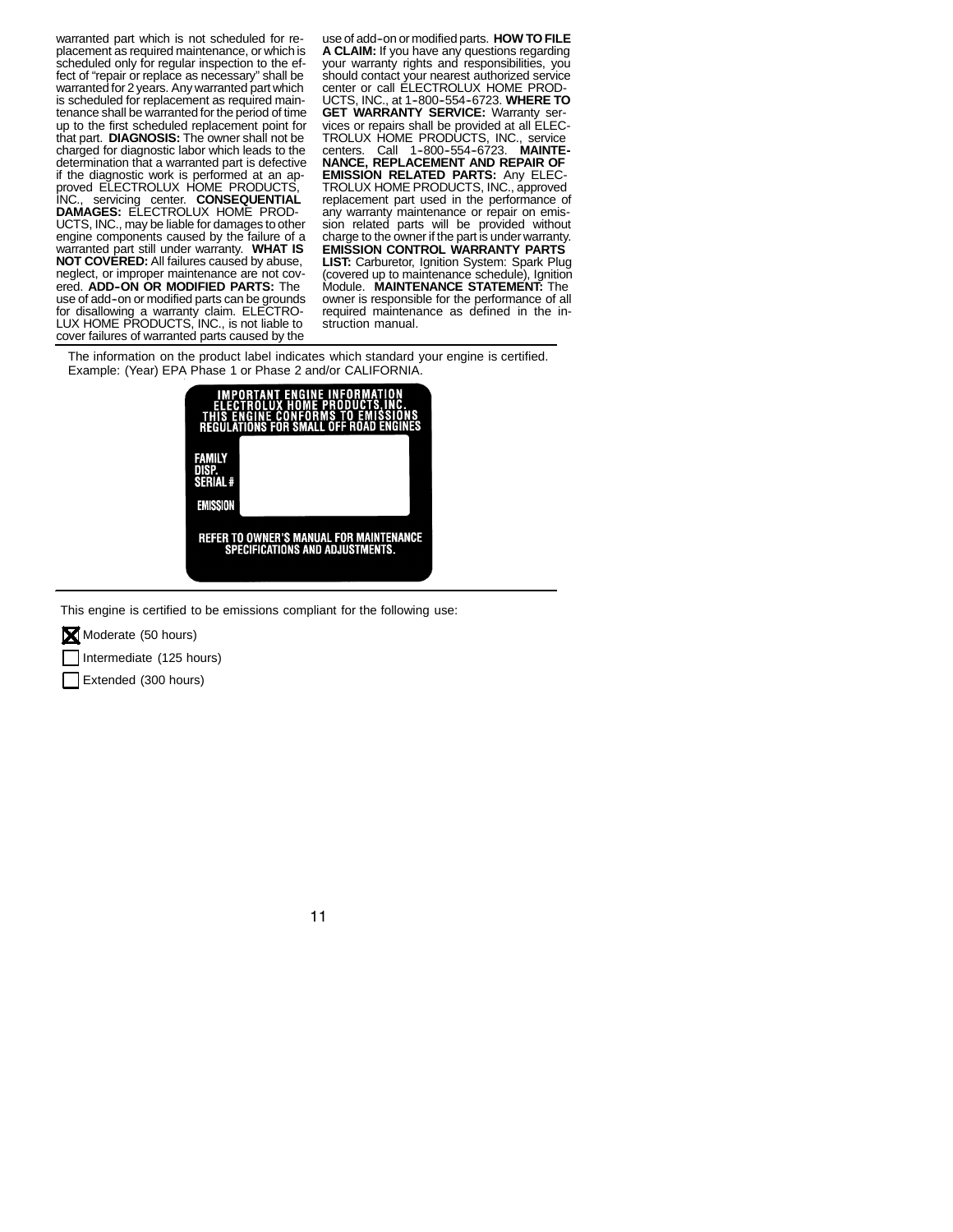warranted part which is not scheduled for replacement as required maintenance, or which is scheduled only for regular inspection to the effect of "repair or replace as necessary" shall be warranted for 2 years. Any warranted part which is scheduled for replacement as required maintenance shall be warranted for the period of time up to the first scheduled replacement point for that part. **DIAGNOSIS:** The owner shall not be charged for diagnostic labor which leads to the determination that a warranted part is defective if the diagnostic work is performed at an approved ELECTROLUX HOME PRODUCTS, INC., servicing center. **CONSEQUENTIAL DAMAGES:** ELECTROLUX HOME PRODUCTS, INC., may be liable for damages to other engine components caused by the failure of a warranted part still under warranty. **WHAT IS NOT COVERED:** All failures caused by abuse, neglect, or improper maintenance are not covered. **ADD-ON OR MODIFIED PARTS:** The use of add-on or modified parts can be grounds for disallowing a warranty claim. ELECTROLUX HOME PRODUCTS, INC., is not liable to cover failures of warranted parts caused by the use of add-on or modified parts. **HOW TO FILE A CLAIM:** If you have any questions regarding your warranty rights and responsibilities, you should contact your nearest authorized service center or call ELECTROLUX HOME PRODUCTS, INC., at 1-800-554-6723. **WHERE TO GET WARRANTY SERVICE:** Warranty services or repairs shall be provided at all ELECTROLUX HOME PRODUCTS, INC., service centers. Call 1-800-554-6723. **MAINTENANCE, REPLACEMENT AND REPAIR OF EMISSION RELATED PARTS:** Any ELECTROLUX HOME PRODUCTS, INC., approved replacement part used in the performance of any warranty maintenance or repair on emission related parts will be provided without charge to the owner if the part is under warranty. **EMISSION CONTROL WARRANTY PARTS LIST:** Carburetor, Ignition System: Spark Plug (covered up to maintenance schedule), Ignition Module. **MAINTENANCE STATEMENT:** The owner is responsible for the performance of all required maintenance as defined in the instruction manual.

The information on the product label indicates which standard your engine is certified. Example: (Year) EPA Phase 1 or Phase 2 and/or CALIFORNIA.

IMPORTANT ENGINE INFORMATION
ELECTROLUX HOME PRODUCTS,INC.
THIS ENGINE CONFORMS TO EMISSIONS
REGULATIONS FOR SMALL OFF ROAD ENGINES

FAMILY
DISP.
SERIAL #

EMISSION

REFER TO OWNER'S MANUAL FOR MAINTENANCE
SPECIFICATIONS AND ADJUSTMENTS.

This engine is certified to be emissions compliant for the following use:

- [x] Moderate (50 hours)
- [ ] Intermediate (125 hours)
- [ ] Extended (300 hours)